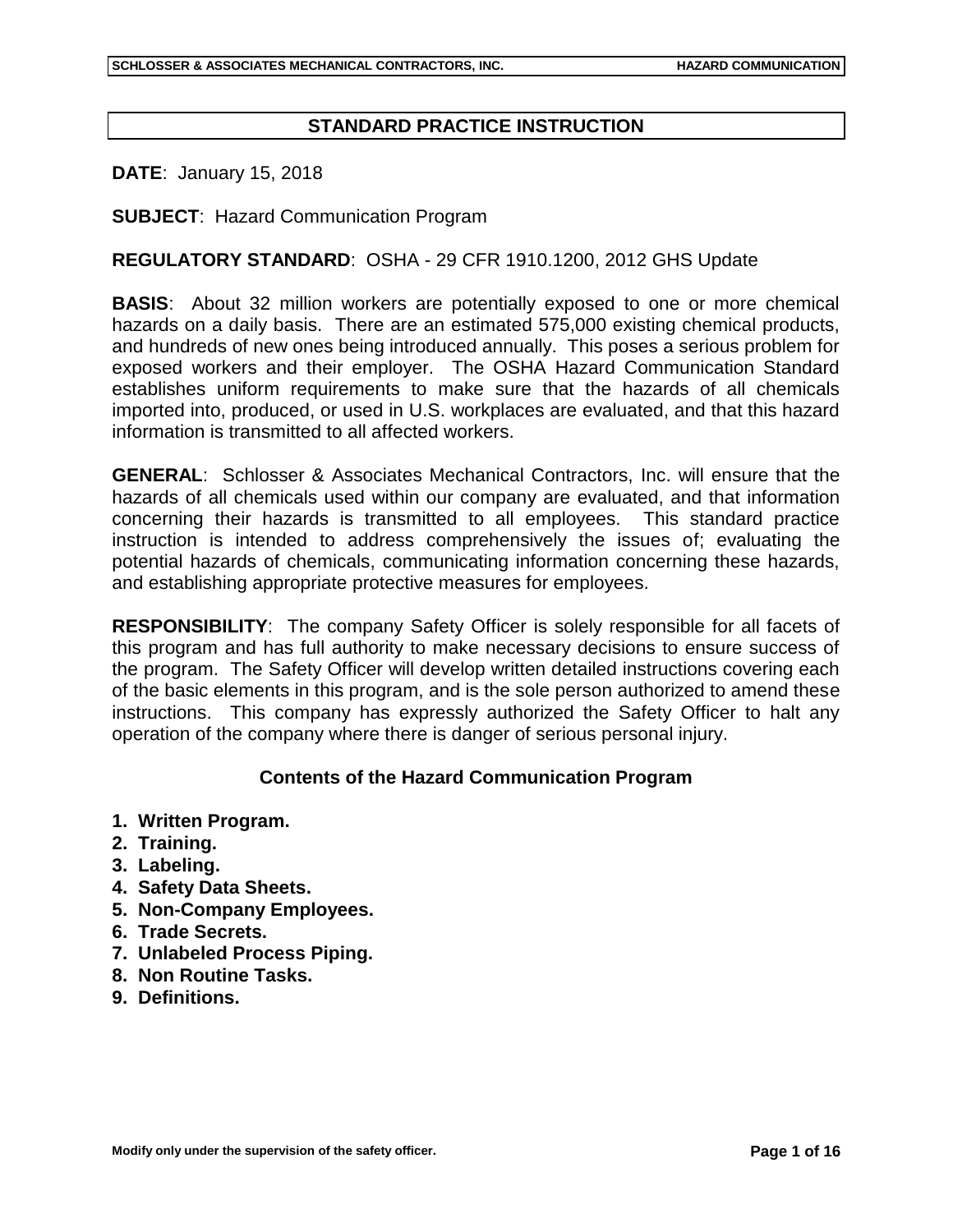# STANDARD PRACTICE INSTRUCTION

**DATE**: January 15, 2018

**SUBJECT**: Hazard Communication Program

**REGULATORY STANDARD**: OSHA - 29 CFR 1910.1200, 2012 GHS Update

**BASIS**: About 32 million workers are potentially exposed to one or more chemical hazards on a daily basis. There are an estimated 575,000 existing chemical products, and hundreds of new ones being introduced annually. This poses a serious problem for exposed workers and their employer. The OSHA Hazard Communication Standard establishes uniform requirements to make sure that the hazards of all chemicals imported into, produced, or used in U.S. workplaces are evaluated, and that this hazard information is transmitted to all affected workers.

**GENERAL**: Schlosser & Associates Mechanical Contractors, Inc. will ensure that the hazards of all chemicals used within our company are evaluated, and that information concerning their hazards is transmitted to all employees. This standard practice instruction is intended to address comprehensively the issues of; evaluating the potential hazards of chemicals, communicating information concerning these hazards, and establishing appropriate protective measures for employees.

**RESPONSIBILITY**: The company Safety Officer is solely responsible for all facets of this program and has full authority to make necessary decisions to ensure success of the program. The Safety Officer will develop written detailed instructions covering each of the basic elements in this program, and is the sole person authorized to amend these instructions. This company has expressly authorized the Safety Officer to halt any operation of the company where there is danger of serious personal injury.

### Contents of the Hazard Communication Program

1. **Written Program.**
2. **Training.**
3. **Labeling.**
4. **Safety Data Sheets.**
5. **Non-Company Employees.**
6. **Trade Secrets.**
7. **Unlabeled Process Piping.**
8. **Non Routine Tasks.**
9. **Definitions.**

**Modify only under the supervision of the safety officer.**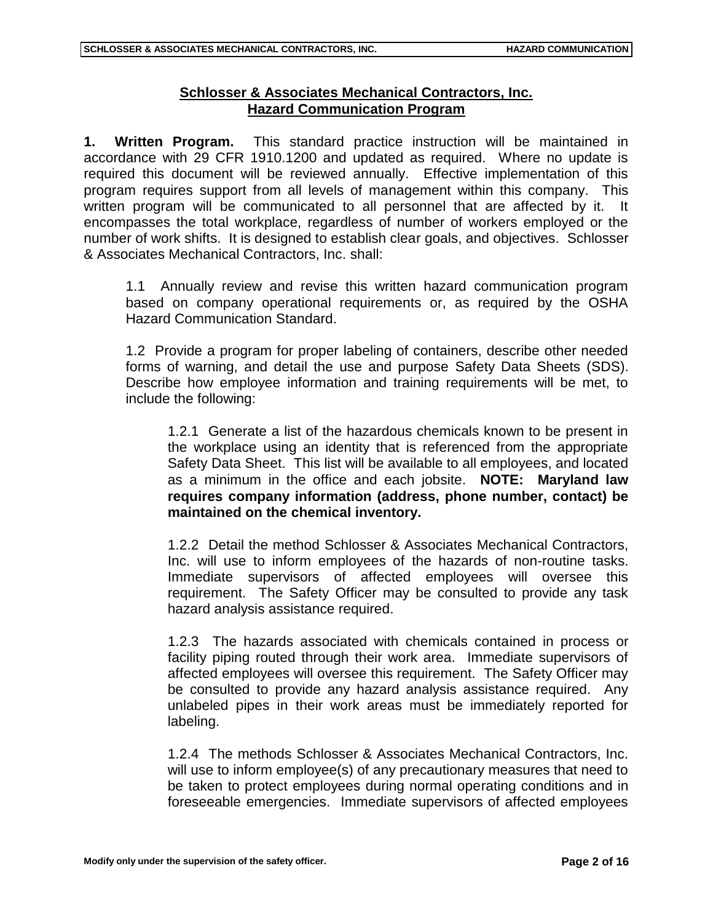## Schlosser & Associates Mechanical Contractors, Inc.
## Hazard Communication Program

**1. Written Program.** This standard practice instruction will be maintained in accordance with 29 CFR 1910.1200 and updated as required. Where no update is required this document will be reviewed annually. Effective implementation of this program requires support from all levels of management within this company. This written program will be communicated to all personnel that are affected by it. It encompasses the total workplace, regardless of number of workers employed or the number of work shifts. It is designed to establish clear goals, and objectives. Schlosser & Associates Mechanical Contractors, Inc. shall:

1.1 Annually review and revise this written hazard communication program based on company operational requirements or, as required by the OSHA Hazard Communication Standard.

1.2 Provide a program for proper labeling of containers, describe other needed forms of warning, and detail the use and purpose Safety Data Sheets (SDS). Describe how employee information and training requirements will be met, to include the following:

1.2.1 Generate a list of the hazardous chemicals known to be present in the workplace using an identity that is referenced from the appropriate Safety Data Sheet. This list will be available to all employees, and located as a minimum in the office and each jobsite. **NOTE: Maryland law requires company information (address, phone number, contact) be maintained on the chemical inventory.**

1.2.2 Detail the method Schlosser & Associates Mechanical Contractors, Inc. will use to inform employees of the hazards of non-routine tasks. Immediate supervisors of affected employees will oversee this requirement. The Safety Officer may be consulted to provide any task hazard analysis assistance required.

1.2.3 The hazards associated with chemicals contained in process or facility piping routed through their work area. Immediate supervisors of affected employees will oversee this requirement. The Safety Officer may be consulted to provide any hazard analysis assistance required. Any unlabeled pipes in their work areas must be immediately reported for labeling.

1.2.4 The methods Schlosser & Associates Mechanical Contractors, Inc. will use to inform employee(s) of any precautionary measures that need to be taken to protect employees during normal operating conditions and in foreseeable emergencies. Immediate supervisors of affected employees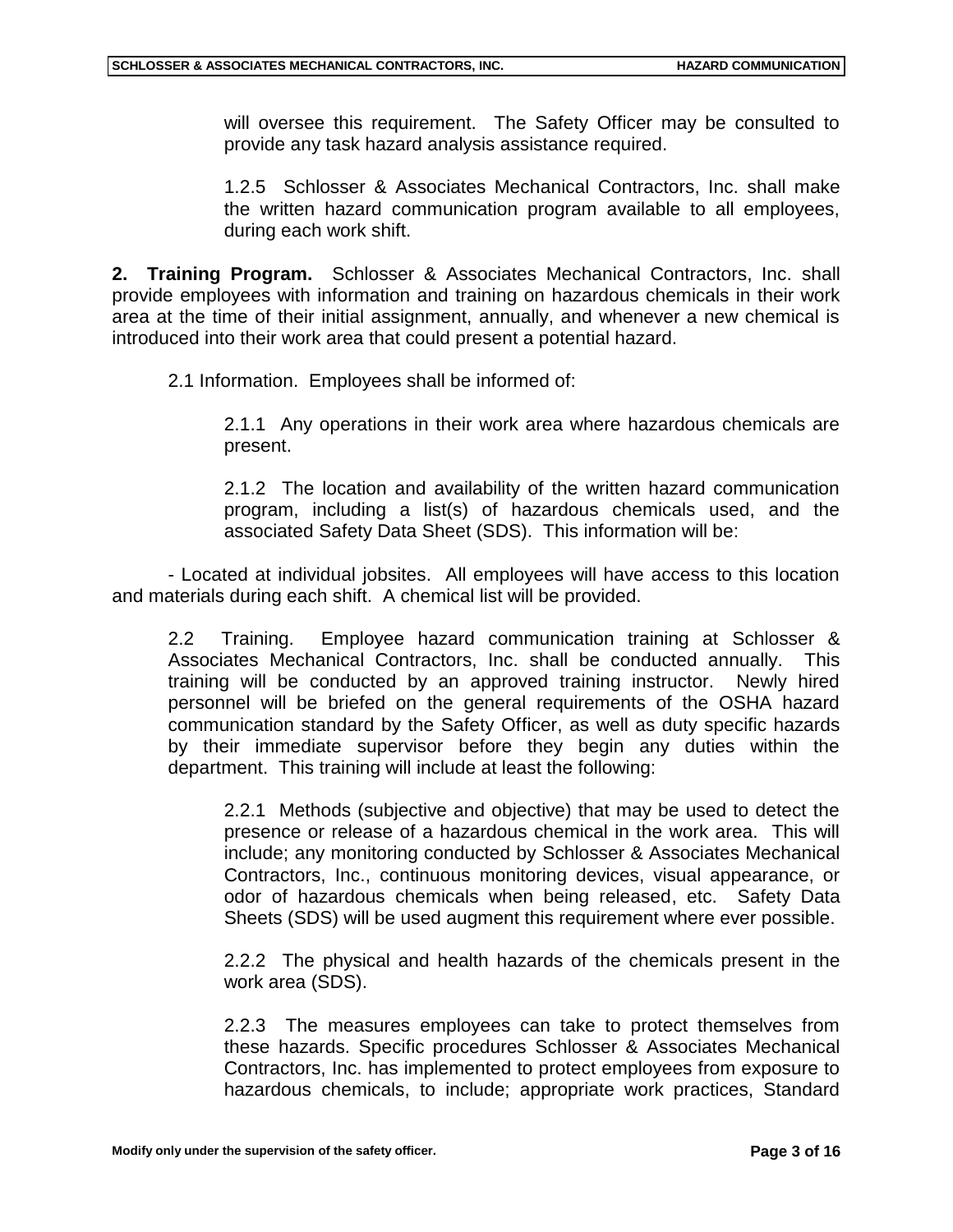will oversee this requirement. The Safety Officer may be consulted to provide any task hazard analysis assistance required.

1.2.5 Schlosser & Associates Mechanical Contractors, Inc. shall make the written hazard communication program available to all employees, during each work shift.

**2. Training Program.** Schlosser & Associates Mechanical Contractors, Inc. shall provide employees with information and training on hazardous chemicals in their work area at the time of their initial assignment, annually, and whenever a new chemical is introduced into their work area that could present a potential hazard.

2.1 Information. Employees shall be informed of:

2.1.1 Any operations in their work area where hazardous chemicals are present.

2.1.2 The location and availability of the written hazard communication program, including a list(s) of hazardous chemicals used, and the associated Safety Data Sheet (SDS). This information will be:

- Located at individual jobsites. All employees will have access to this location and materials during each shift. A chemical list will be provided.

2.2 Training. Employee hazard communication training at Schlosser & Associates Mechanical Contractors, Inc. shall be conducted annually. This training will be conducted by an approved training instructor. Newly hired personnel will be briefed on the general requirements of the OSHA hazard communication standard by the Safety Officer, as well as duty specific hazards by their immediate supervisor before they begin any duties within the department. This training will include at least the following:

2.2.1 Methods (subjective and objective) that may be used to detect the presence or release of a hazardous chemical in the work area. This will include; any monitoring conducted by Schlosser & Associates Mechanical Contractors, Inc., continuous monitoring devices, visual appearance, or odor of hazardous chemicals when being released, etc. Safety Data Sheets (SDS) will be used augment this requirement where ever possible.

2.2.2 The physical and health hazards of the chemicals present in the work area (SDS).

2.2.3 The measures employees can take to protect themselves from these hazards. Specific procedures Schlosser & Associates Mechanical Contractors, Inc. has implemented to protect employees from exposure to hazardous chemicals, to include; appropriate work practices, Standard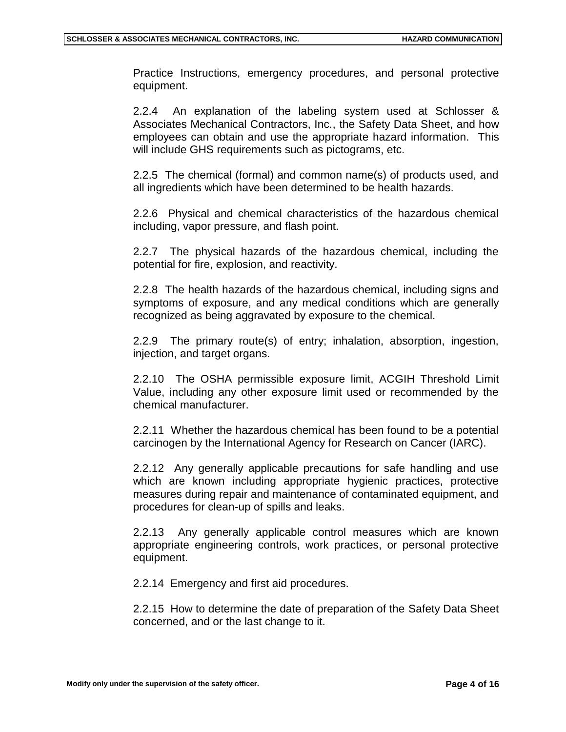Practice Instructions, emergency procedures, and personal protective equipment.

2.2.4 An explanation of the labeling system used at Schlosser & Associates Mechanical Contractors, Inc., the Safety Data Sheet, and how employees can obtain and use the appropriate hazard information. This will include GHS requirements such as pictograms, etc.

2.2.5 The chemical (formal) and common name(s) of products used, and all ingredients which have been determined to be health hazards.

2.2.6 Physical and chemical characteristics of the hazardous chemical including, vapor pressure, and flash point.

2.2.7 The physical hazards of the hazardous chemical, including the potential for fire, explosion, and reactivity.

2.2.8 The health hazards of the hazardous chemical, including signs and symptoms of exposure, and any medical conditions which are generally recognized as being aggravated by exposure to the chemical.

2.2.9 The primary route(s) of entry; inhalation, absorption, ingestion, injection, and target organs.

2.2.10 The OSHA permissible exposure limit, ACGIH Threshold Limit Value, including any other exposure limit used or recommended by the chemical manufacturer.

2.2.11 Whether the hazardous chemical has been found to be a potential carcinogen by the International Agency for Research on Cancer (IARC).

2.2.12 Any generally applicable precautions for safe handling and use which are known including appropriate hygienic practices, protective measures during repair and maintenance of contaminated equipment, and procedures for clean-up of spills and leaks.

2.2.13 Any generally applicable control measures which are known appropriate engineering controls, work practices, or personal protective equipment.

2.2.14 Emergency and first aid procedures.

2.2.15 How to determine the date of preparation of the Safety Data Sheet concerned, and or the last change to it.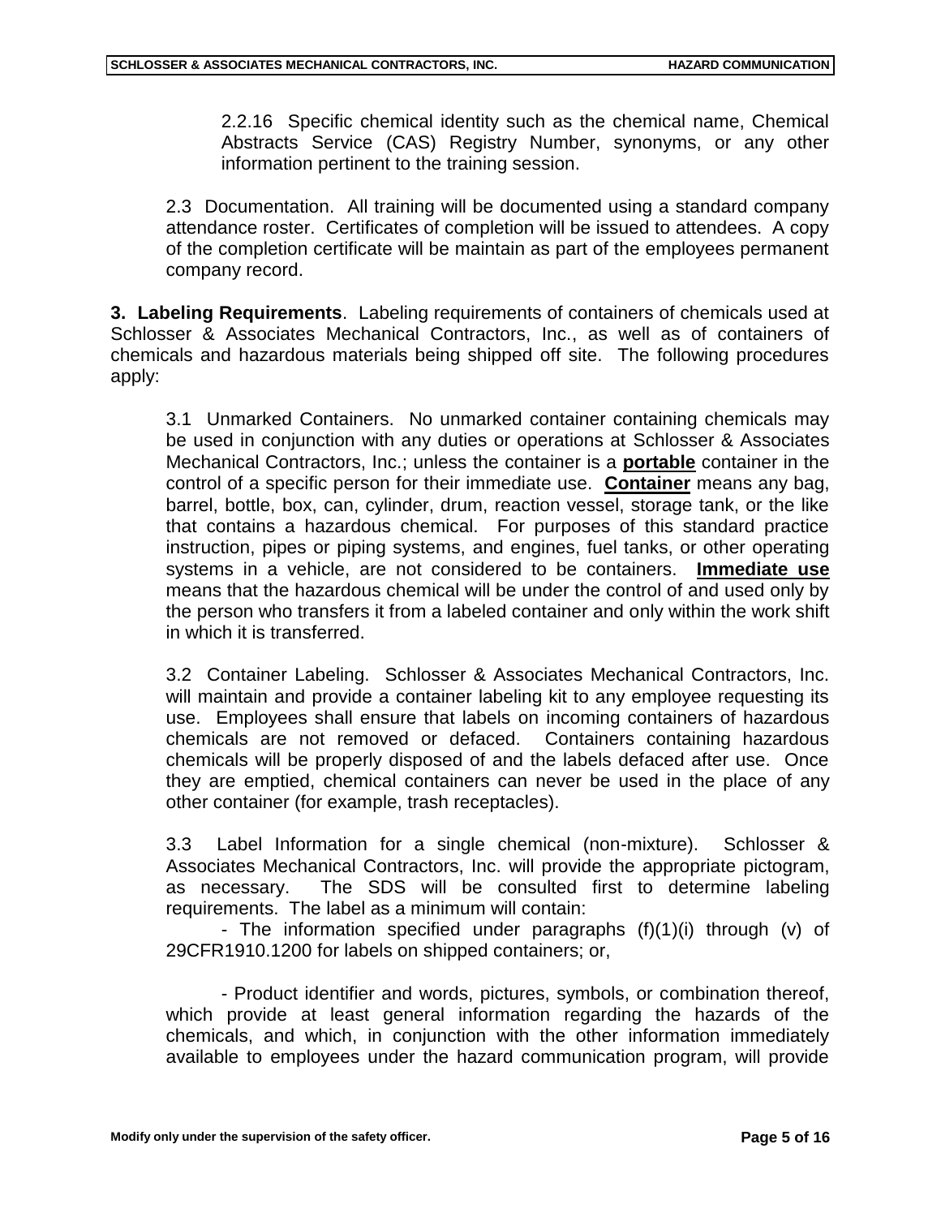2.2.16 Specific chemical identity such as the chemical name, Chemical Abstracts Service (CAS) Registry Number, synonyms, or any other information pertinent to the training session.

2.3 Documentation. All training will be documented using a standard company attendance roster. Certificates of completion will be issued to attendees. A copy of the completion certificate will be maintain as part of the employees permanent company record.

**3. Labeling Requirements**. Labeling requirements of containers of chemicals used at Schlosser & Associates Mechanical Contractors, Inc., as well as of containers of chemicals and hazardous materials being shipped off site. The following procedures apply:

3.1 Unmarked Containers. No unmarked container containing chemicals may be used in conjunction with any duties or operations at Schlosser & Associates Mechanical Contractors, Inc.; unless the container is a **portable** container in the control of a specific person for their immediate use. **Container** means any bag, barrel, bottle, box, can, cylinder, drum, reaction vessel, storage tank, or the like that contains a hazardous chemical. For purposes of this standard practice instruction, pipes or piping systems, and engines, fuel tanks, or other operating systems in a vehicle, are not considered to be containers. **Immediate use** means that the hazardous chemical will be under the control of and used only by the person who transfers it from a labeled container and only within the work shift in which it is transferred.

3.2 Container Labeling. Schlosser & Associates Mechanical Contractors, Inc. will maintain and provide a container labeling kit to any employee requesting its use. Employees shall ensure that labels on incoming containers of hazardous chemicals are not removed or defaced. Containers containing hazardous chemicals will be properly disposed of and the labels defaced after use. Once they are emptied, chemical containers can never be used in the place of any other container (for example, trash receptacles).

3.3 Label Information for a single chemical (non-mixture). Schlosser & Associates Mechanical Contractors, Inc. will provide the appropriate pictogram, as necessary. The SDS will be consulted first to determine labeling requirements. The label as a minimum will contain:

- The information specified under paragraphs (f)(1)(i) through (v) of 29CFR1910.1200 for labels on shipped containers; or,

- Product identifier and words, pictures, symbols, or combination thereof, which provide at least general information regarding the hazards of the chemicals, and which, in conjunction with the other information immediately available to employees under the hazard communication program, will provide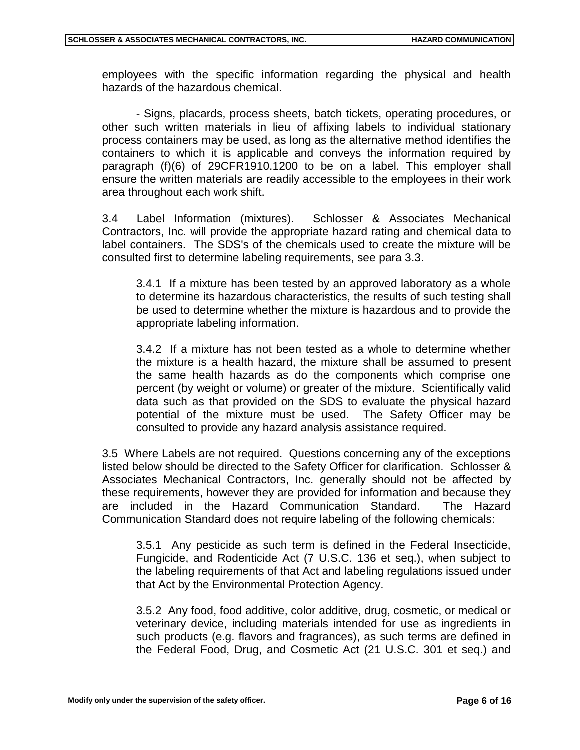employees with the specific information regarding the physical and health hazards of the hazardous chemical.

- Signs, placards, process sheets, batch tickets, operating procedures, or other such written materials in lieu of affixing labels to individual stationary process containers may be used, as long as the alternative method identifies the containers to which it is applicable and conveys the information required by paragraph (f)(6) of 29CFR1910.1200 to be on a label. This employer shall ensure the written materials are readily accessible to the employees in their work area throughout each work shift.

3.4 Label Information (mixtures). Schlosser & Associates Mechanical Contractors, Inc. will provide the appropriate hazard rating and chemical data to label containers. The SDS's of the chemicals used to create the mixture will be consulted first to determine labeling requirements, see para 3.3.

3.4.1 If a mixture has been tested by an approved laboratory as a whole to determine its hazardous characteristics, the results of such testing shall be used to determine whether the mixture is hazardous and to provide the appropriate labeling information.

3.4.2 If a mixture has not been tested as a whole to determine whether the mixture is a health hazard, the mixture shall be assumed to present the same health hazards as do the components which comprise one percent (by weight or volume) or greater of the mixture. Scientifically valid data such as that provided on the SDS to evaluate the physical hazard potential of the mixture must be used. The Safety Officer may be consulted to provide any hazard analysis assistance required.

3.5 Where Labels are not required. Questions concerning any of the exceptions listed below should be directed to the Safety Officer for clarification. Schlosser & Associates Mechanical Contractors, Inc. generally should not be affected by these requirements, however they are provided for information and because they are included in the Hazard Communication Standard. The Hazard Communication Standard does not require labeling of the following chemicals:

3.5.1 Any pesticide as such term is defined in the Federal Insecticide, Fungicide, and Rodenticide Act (7 U.S.C. 136 et seq.), when subject to the labeling requirements of that Act and labeling regulations issued under that Act by the Environmental Protection Agency.

3.5.2 Any food, food additive, color additive, drug, cosmetic, or medical or veterinary device, including materials intended for use as ingredients in such products (e.g. flavors and fragrances), as such terms are defined in the Federal Food, Drug, and Cosmetic Act (21 U.S.C. 301 et seq.) and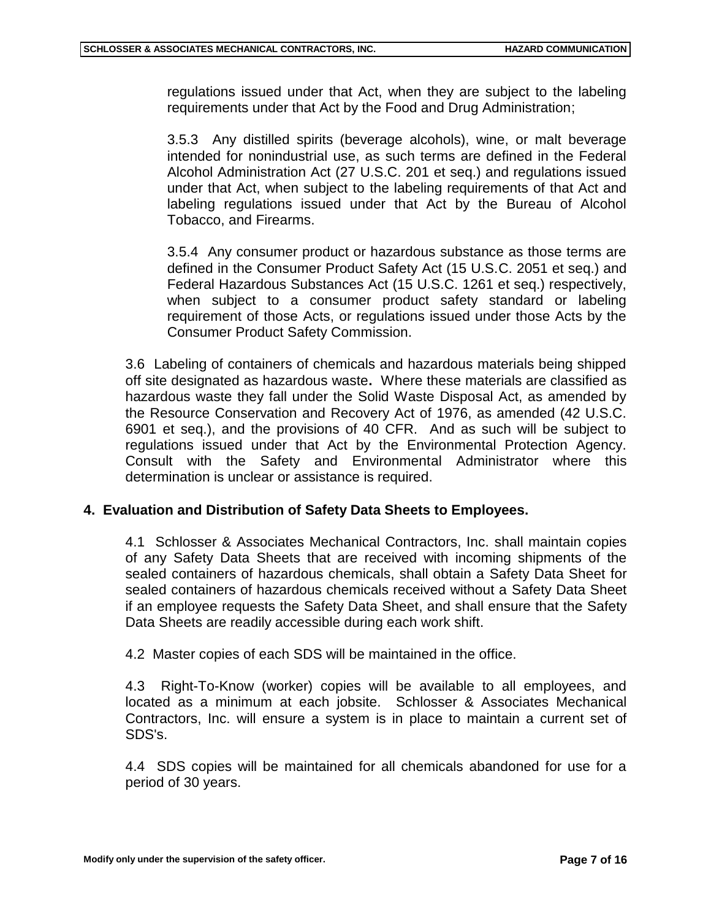regulations issued under that Act, when they are subject to the labeling requirements under that Act by the Food and Drug Administration;

3.5.3 Any distilled spirits (beverage alcohols), wine, or malt beverage intended for nonindustrial use, as such terms are defined in the Federal Alcohol Administration Act (27 U.S.C. 201 et seq.) and regulations issued under that Act, when subject to the labeling requirements of that Act and labeling regulations issued under that Act by the Bureau of Alcohol Tobacco, and Firearms.

3.5.4 Any consumer product or hazardous substance as those terms are defined in the Consumer Product Safety Act (15 U.S.C. 2051 et seq.) and Federal Hazardous Substances Act (15 U.S.C. 1261 et seq.) respectively, when subject to a consumer product safety standard or labeling requirement of those Acts, or regulations issued under those Acts by the Consumer Product Safety Commission.

3.6 Labeling of containers of chemicals and hazardous materials being shipped off site designated as hazardous waste**.** Where these materials are classified as hazardous waste they fall under the Solid Waste Disposal Act, as amended by the Resource Conservation and Recovery Act of 1976, as amended (42 U.S.C. 6901 et seq.), and the provisions of 40 CFR. And as such will be subject to regulations issued under that Act by the Environmental Protection Agency. Consult with the Safety and Environmental Administrator where this determination is unclear or assistance is required.

## 4. Evaluation and Distribution of Safety Data Sheets to Employees.

4.1 Schlosser & Associates Mechanical Contractors, Inc. shall maintain copies of any Safety Data Sheets that are received with incoming shipments of the sealed containers of hazardous chemicals, shall obtain a Safety Data Sheet for sealed containers of hazardous chemicals received without a Safety Data Sheet if an employee requests the Safety Data Sheet, and shall ensure that the Safety Data Sheets are readily accessible during each work shift.

4.2 Master copies of each SDS will be maintained in the office.

4.3 Right-To-Know (worker) copies will be available to all employees, and located as a minimum at each jobsite. Schlosser & Associates Mechanical Contractors, Inc. will ensure a system is in place to maintain a current set of SDS's.

4.4 SDS copies will be maintained for all chemicals abandoned for use for a period of 30 years.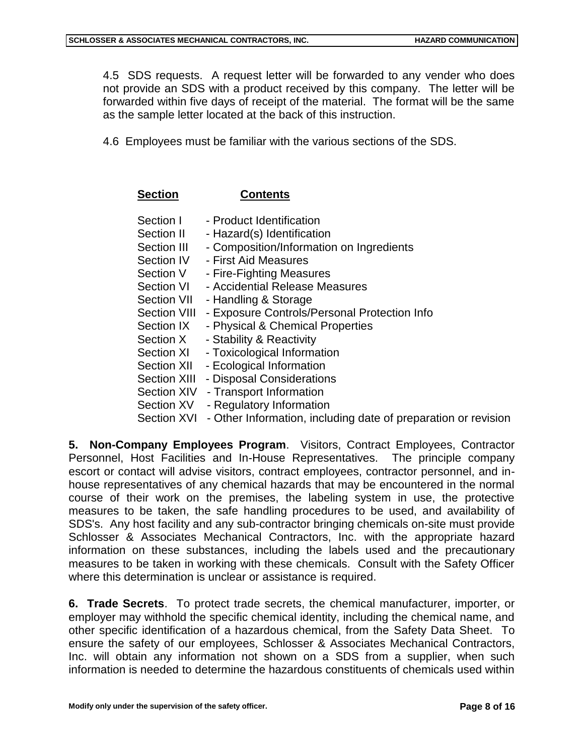4.5 SDS requests. A request letter will be forwarded to any vender who does not provide an SDS with a product received by this company. The letter will be forwarded within five days of receipt of the material. The format will be the same as the sample letter located at the back of this instruction.

4.6 Employees must be familiar with the various sections of the SDS.

| Section | Contents |
|---|---|
| Section I | - Product Identification |
| Section II | - Hazard(s) Identification |
| Section III | - Composition/Information on Ingredients |
| Section IV | - First Aid Measures |
| Section V | - Fire-Fighting Measures |
| Section VI | - Accidential Release Measures |
| Section VII | - Handling & Storage |
| Section VIII | - Exposure Controls/Personal Protection Info |
| Section IX | - Physical & Chemical Properties |
| Section X | - Stability & Reactivity |
| Section XI | - Toxicological Information |
| Section XII | - Ecological Information |
| Section XIII | - Disposal Considerations |
| Section XIV | - Transport Information |
| Section XV | - Regulatory Information |
| Section XVI | - Other Information, including date of preparation or revision |

**5. Non-Company Employees Program**. Visitors, Contract Employees, Contractor Personnel, Host Facilities and In-House Representatives. The principle company escort or contact will advise visitors, contract employees, contractor personnel, and in-house representatives of any chemical hazards that may be encountered in the normal course of their work on the premises, the labeling system in use, the protective measures to be taken, the safe handling procedures to be used, and availability of SDS's. Any host facility and any sub-contractor bringing chemicals on-site must provide Schlosser & Associates Mechanical Contractors, Inc. with the appropriate hazard information on these substances, including the labels used and the precautionary measures to be taken in working with these chemicals. Consult with the Safety Officer where this determination is unclear or assistance is required.

**6. Trade Secrets**. To protect trade secrets, the chemical manufacturer, importer, or employer may withhold the specific chemical identity, including the chemical name, and other specific identification of a hazardous chemical, from the Safety Data Sheet. To ensure the safety of our employees, Schlosser & Associates Mechanical Contractors, Inc. will obtain any information not shown on a SDS from a supplier, when such information is needed to determine the hazardous constituents of chemicals used within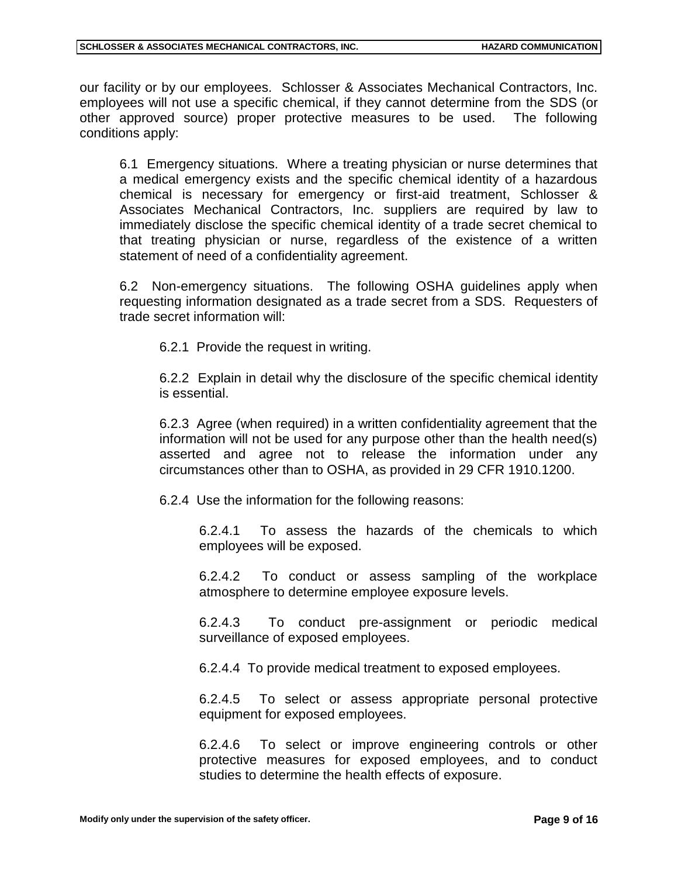our facility or by our employees. Schlosser & Associates Mechanical Contractors, Inc. employees will not use a specific chemical, if they cannot determine from the SDS (or other approved source) proper protective measures to be used. The following conditions apply:

6.1 Emergency situations. Where a treating physician or nurse determines that a medical emergency exists and the specific chemical identity of a hazardous chemical is necessary for emergency or first-aid treatment, Schlosser & Associates Mechanical Contractors, Inc. suppliers are required by law to immediately disclose the specific chemical identity of a trade secret chemical to that treating physician or nurse, regardless of the existence of a written statement of need of a confidentiality agreement.

6.2 Non-emergency situations. The following OSHA guidelines apply when requesting information designated as a trade secret from a SDS. Requesters of trade secret information will:

6.2.1 Provide the request in writing.

6.2.2 Explain in detail why the disclosure of the specific chemical identity is essential.

6.2.3 Agree (when required) in a written confidentiality agreement that the information will not be used for any purpose other than the health need(s) asserted and agree not to release the information under any circumstances other than to OSHA, as provided in 29 CFR 1910.1200.

6.2.4 Use the information for the following reasons:

6.2.4.1 To assess the hazards of the chemicals to which employees will be exposed.

6.2.4.2 To conduct or assess sampling of the workplace atmosphere to determine employee exposure levels.

6.2.4.3 To conduct pre-assignment or periodic medical surveillance of exposed employees.

6.2.4.4 To provide medical treatment to exposed employees.

6.2.4.5 To select or assess appropriate personal protective equipment for exposed employees.

6.2.4.6 To select or improve engineering controls or other protective measures for exposed employees, and to conduct studies to determine the health effects of exposure.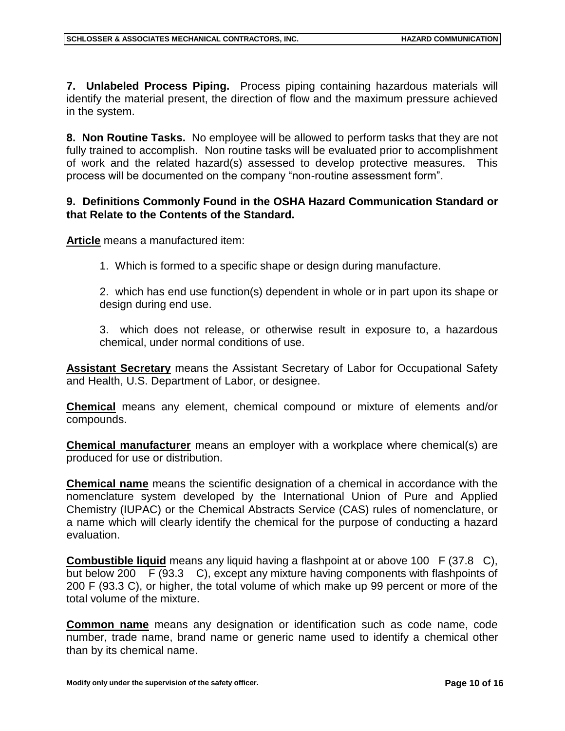**7. Unlabeled Process Piping.** Process piping containing hazardous materials will identify the material present, the direction of flow and the maximum pressure achieved in the system.

**8. Non Routine Tasks.** No employee will be allowed to perform tasks that they are not fully trained to accomplish. Non routine tasks will be evaluated prior to accomplishment of work and the related hazard(s) assessed to develop protective measures. This process will be documented on the company "non-routine assessment form".

**9. Definitions Commonly Found in the OSHA Hazard Communication Standard or that Relate to the Contents of the Standard.**

**Article** means a manufactured item:

1. Which is formed to a specific shape or design during manufacture.

2. which has end use function(s) dependent in whole or in part upon its shape or design during end use.

3. which does not release, or otherwise result in exposure to, a hazardous chemical, under normal conditions of use.

**Assistant Secretary** means the Assistant Secretary of Labor for Occupational Safety and Health, U.S. Department of Labor, or designee.

**Chemical** means any element, chemical compound or mixture of elements and/or compounds.

**Chemical manufacturer** means an employer with a workplace where chemical(s) are produced for use or distribution.

**Chemical name** means the scientific designation of a chemical in accordance with the nomenclature system developed by the International Union of Pure and Applied Chemistry (IUPAC) or the Chemical Abstracts Service (CAS) rules of nomenclature, or a name which will clearly identify the chemical for the purpose of conducting a hazard evaluation.

**Combustible liquid** means any liquid having a flashpoint at or above 100 F (37.8 C), but below 200 F (93.3 C), except any mixture having components with flashpoints of 200 F (93.3 C), or higher, the total volume of which make up 99 percent or more of the total volume of the mixture.

**Common name** means any designation or identification such as code name, code number, trade name, brand name or generic name used to identify a chemical other than by its chemical name.

Modify only under the supervision of the safety officer.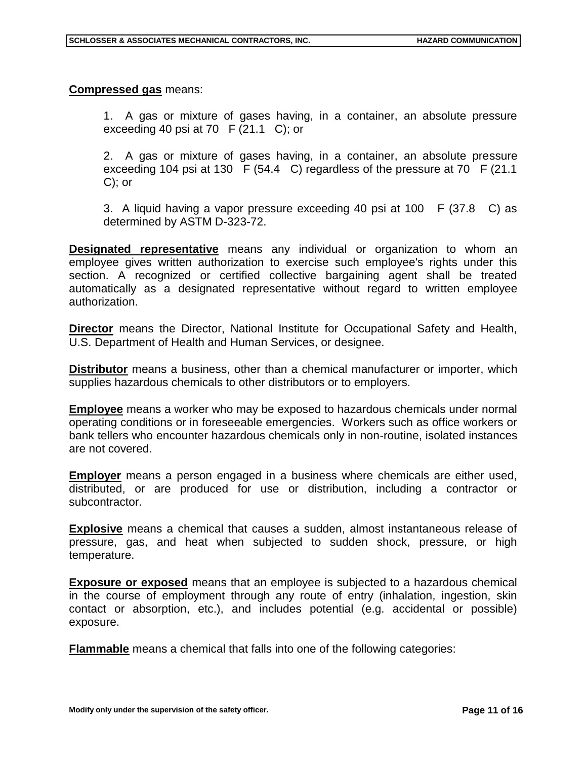**Compressed gas** means:

1. A gas or mixture of gases having, in a container, an absolute pressure exceeding 40 psi at 70 F (21.1 C); or

2. A gas or mixture of gases having, in a container, an absolute pressure exceeding 104 psi at 130 F (54.4 C) regardless of the pressure at 70 F (21.1 C); or

3. A liquid having a vapor pressure exceeding 40 psi at 100 F (37.8 C) as determined by ASTM D-323-72.

**Designated representative** means any individual or organization to whom an employee gives written authorization to exercise such employee's rights under this section. A recognized or certified collective bargaining agent shall be treated automatically as a designated representative without regard to written employee authorization.

**Director** means the Director, National Institute for Occupational Safety and Health, U.S. Department of Health and Human Services, or designee.

**Distributor** means a business, other than a chemical manufacturer or importer, which supplies hazardous chemicals to other distributors or to employers.

**Employee** means a worker who may be exposed to hazardous chemicals under normal operating conditions or in foreseeable emergencies. Workers such as office workers or bank tellers who encounter hazardous chemicals only in non-routine, isolated instances are not covered.

**Employer** means a person engaged in a business where chemicals are either used, distributed, or are produced for use or distribution, including a contractor or subcontractor.

**Explosive** means a chemical that causes a sudden, almost instantaneous release of pressure, gas, and heat when subjected to sudden shock, pressure, or high temperature.

**Exposure or exposed** means that an employee is subjected to a hazardous chemical in the course of employment through any route of entry (inhalation, ingestion, skin contact or absorption, etc.), and includes potential (e.g. accidental or possible) exposure.

**Flammable** means a chemical that falls into one of the following categories: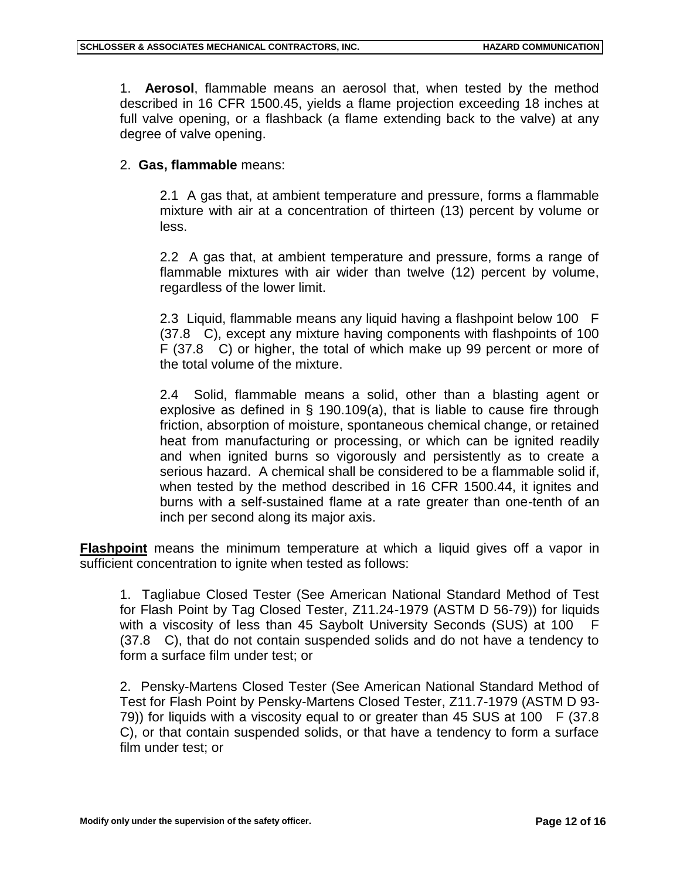1. **Aerosol**, flammable means an aerosol that, when tested by the method described in 16 CFR 1500.45, yields a flame projection exceeding 18 inches at full valve opening, or a flashback (a flame extending back to the valve) at any degree of valve opening.

2. **Gas, flammable** means:

2.1 A gas that, at ambient temperature and pressure, forms a flammable mixture with air at a concentration of thirteen (13) percent by volume or less.

2.2 A gas that, at ambient temperature and pressure, forms a range of flammable mixtures with air wider than twelve (12) percent by volume, regardless of the lower limit.

2.3 Liquid, flammable means any liquid having a flashpoint below 100 F (37.8 C), except any mixture having components with flashpoints of 100 F (37.8 C) or higher, the total of which make up 99 percent or more of the total volume of the mixture.

2.4 Solid, flammable means a solid, other than a blasting agent or explosive as defined in § 190.109(a), that is liable to cause fire through friction, absorption of moisture, spontaneous chemical change, or retained heat from manufacturing or processing, or which can be ignited readily and when ignited burns so vigorously and persistently as to create a serious hazard. A chemical shall be considered to be a flammable solid if, when tested by the method described in 16 CFR 1500.44, it ignites and burns with a self-sustained flame at a rate greater than one-tenth of an inch per second along its major axis.

**Flashpoint** means the minimum temperature at which a liquid gives off a vapor in sufficient concentration to ignite when tested as follows:

1. Tagliabue Closed Tester (See American National Standard Method of Test for Flash Point by Tag Closed Tester, Z11.24-1979 (ASTM D 56-79)) for liquids with a viscosity of less than 45 Saybolt University Seconds (SUS) at 100 F (37.8 C), that do not contain suspended solids and do not have a tendency to form a surface film under test; or

2. Pensky-Martens Closed Tester (See American National Standard Method of Test for Flash Point by Pensky-Martens Closed Tester, Z11.7-1979 (ASTM D 93-79)) for liquids with a viscosity equal to or greater than 45 SUS at 100 F (37.8 C), or that contain suspended solids, or that have a tendency to form a surface film under test; or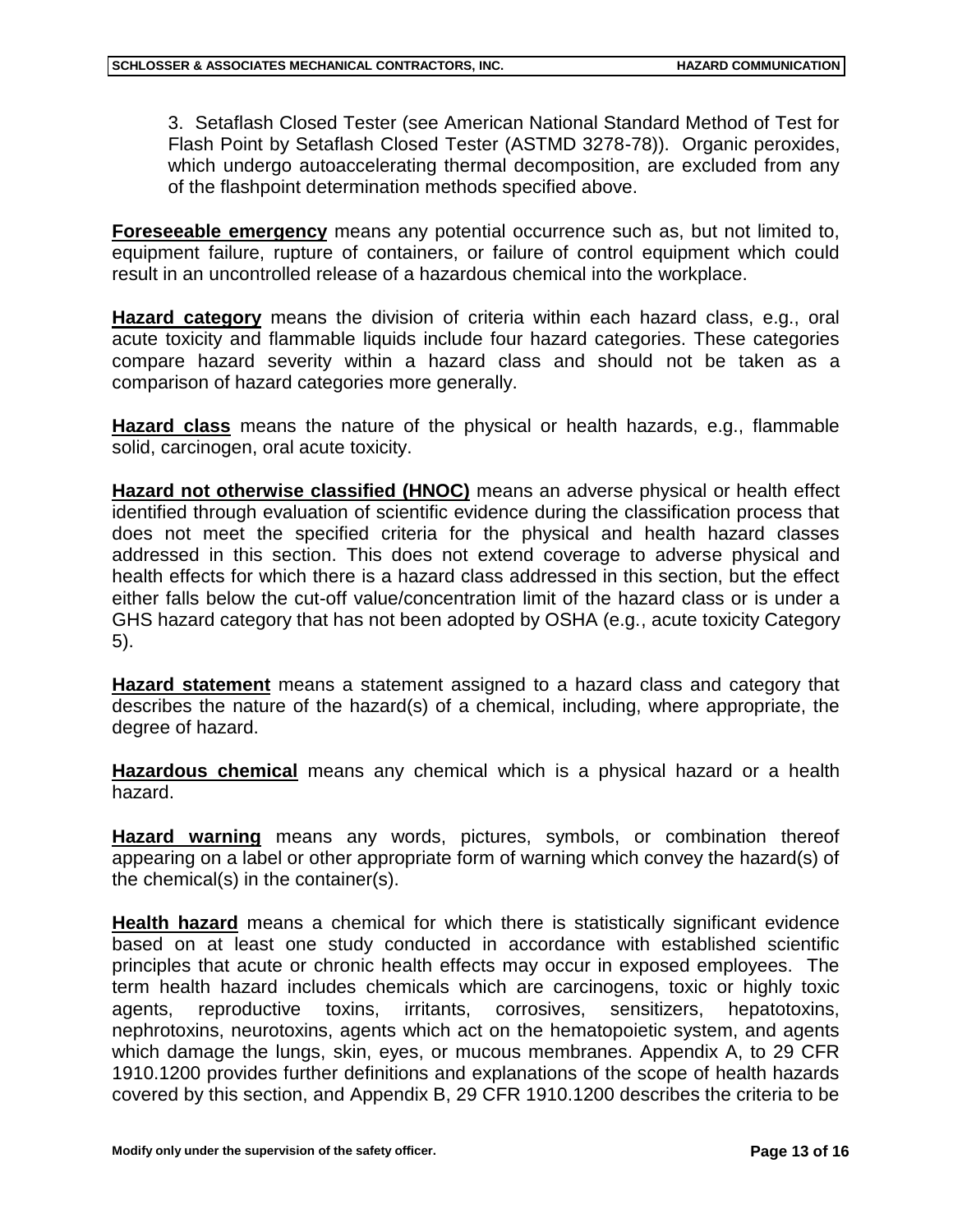3. Setaflash Closed Tester (see American National Standard Method of Test for Flash Point by Setaflash Closed Tester (ASTMD 3278-78)). Organic peroxides, which undergo autoaccelerating thermal decomposition, are excluded from any of the flashpoint determination methods specified above.

**Foreseeable emergency** means any potential occurrence such as, but not limited to, equipment failure, rupture of containers, or failure of control equipment which could result in an uncontrolled release of a hazardous chemical into the workplace.

**Hazard category** means the division of criteria within each hazard class, e.g., oral acute toxicity and flammable liquids include four hazard categories. These categories compare hazard severity within a hazard class and should not be taken as a comparison of hazard categories more generally.

**Hazard class** means the nature of the physical or health hazards, e.g., flammable solid, carcinogen, oral acute toxicity.

**Hazard not otherwise classified (HNOC)** means an adverse physical or health effect identified through evaluation of scientific evidence during the classification process that does not meet the specified criteria for the physical and health hazard classes addressed in this section. This does not extend coverage to adverse physical and health effects for which there is a hazard class addressed in this section, but the effect either falls below the cut-off value/concentration limit of the hazard class or is under a GHS hazard category that has not been adopted by OSHA (e.g., acute toxicity Category 5).

**Hazard statement** means a statement assigned to a hazard class and category that describes the nature of the hazard(s) of a chemical, including, where appropriate, the degree of hazard.

**Hazardous chemical** means any chemical which is a physical hazard or a health hazard.

**Hazard warning** means any words, pictures, symbols, or combination thereof appearing on a label or other appropriate form of warning which convey the hazard(s) of the chemical(s) in the container(s).

**Health hazard** means a chemical for which there is statistically significant evidence based on at least one study conducted in accordance with established scientific principles that acute or chronic health effects may occur in exposed employees. The term health hazard includes chemicals which are carcinogens, toxic or highly toxic agents, reproductive toxins, irritants, corrosives, sensitizers, hepatotoxins, nephrotoxins, neurotoxins, agents which act on the hematopoietic system, and agents which damage the lungs, skin, eyes, or mucous membranes. Appendix A, to 29 CFR 1910.1200 provides further definitions and explanations of the scope of health hazards covered by this section, and Appendix B, 29 CFR 1910.1200 describes the criteria to be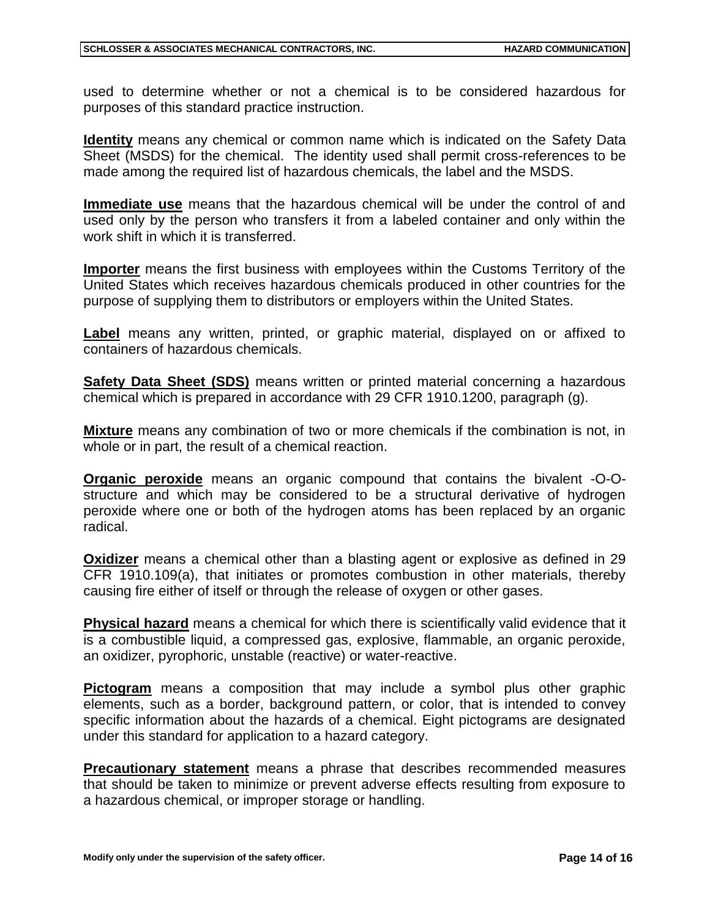used to determine whether or not a chemical is to be considered hazardous for purposes of this standard practice instruction.

**Identity** means any chemical or common name which is indicated on the Safety Data Sheet (MSDS) for the chemical. The identity used shall permit cross-references to be made among the required list of hazardous chemicals, the label and the MSDS.

**Immediate use** means that the hazardous chemical will be under the control of and used only by the person who transfers it from a labeled container and only within the work shift in which it is transferred.

**Importer** means the first business with employees within the Customs Territory of the United States which receives hazardous chemicals produced in other countries for the purpose of supplying them to distributors or employers within the United States.

**Label** means any written, printed, or graphic material, displayed on or affixed to containers of hazardous chemicals.

**Safety Data Sheet (SDS)** means written or printed material concerning a hazardous chemical which is prepared in accordance with 29 CFR 1910.1200, paragraph (g).

**Mixture** means any combination of two or more chemicals if the combination is not, in whole or in part, the result of a chemical reaction.

**Organic peroxide** means an organic compound that contains the bivalent -O-O- structure and which may be considered to be a structural derivative of hydrogen peroxide where one or both of the hydrogen atoms has been replaced by an organic radical.

**Oxidizer** means a chemical other than a blasting agent or explosive as defined in 29 CFR 1910.109(a), that initiates or promotes combustion in other materials, thereby causing fire either of itself or through the release of oxygen or other gases.

**Physical hazard** means a chemical for which there is scientifically valid evidence that it is a combustible liquid, a compressed gas, explosive, flammable, an organic peroxide, an oxidizer, pyrophoric, unstable (reactive) or water-reactive.

**Pictogram** means a composition that may include a symbol plus other graphic elements, such as a border, background pattern, or color, that is intended to convey specific information about the hazards of a chemical. Eight pictograms are designated under this standard for application to a hazard category.

**Precautionary statement** means a phrase that describes recommended measures that should be taken to minimize or prevent adverse effects resulting from exposure to a hazardous chemical, or improper storage or handling.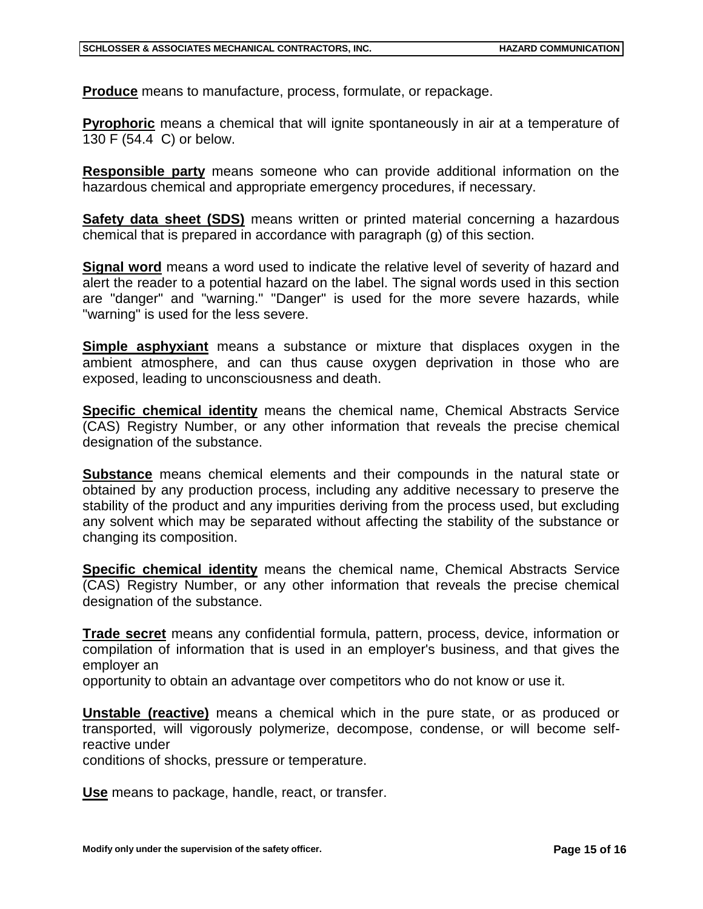**Produce** means to manufacture, process, formulate, or repackage.

**Pyrophoric** means a chemical that will ignite spontaneously in air at a temperature of 130 F (54.4 C) or below.

**Responsible party** means someone who can provide additional information on the hazardous chemical and appropriate emergency procedures, if necessary.

**Safety data sheet (SDS)** means written or printed material concerning a hazardous chemical that is prepared in accordance with paragraph (g) of this section.

**Signal word** means a word used to indicate the relative level of severity of hazard and alert the reader to a potential hazard on the label. The signal words used in this section are "danger" and "warning." "Danger" is used for the more severe hazards, while "warning" is used for the less severe.

**Simple asphyxiant** means a substance or mixture that displaces oxygen in the ambient atmosphere, and can thus cause oxygen deprivation in those who are exposed, leading to unconsciousness and death.

**Specific chemical identity** means the chemical name, Chemical Abstracts Service (CAS) Registry Number, or any other information that reveals the precise chemical designation of the substance.

**Substance** means chemical elements and their compounds in the natural state or obtained by any production process, including any additive necessary to preserve the stability of the product and any impurities deriving from the process used, but excluding any solvent which may be separated without affecting the stability of the substance or changing its composition.

**Specific chemical identity** means the chemical name, Chemical Abstracts Service (CAS) Registry Number, or any other information that reveals the precise chemical designation of the substance.

**Trade secret** means any confidential formula, pattern, process, device, information or compilation of information that is used in an employer's business, and that gives the employer an
opportunity to obtain an advantage over competitors who do not know or use it.

**Unstable (reactive)** means a chemical which in the pure state, or as produced or transported, will vigorously polymerize, decompose, condense, or will become self-reactive under
conditions of shocks, pressure or temperature.

**Use** means to package, handle, react, or transfer.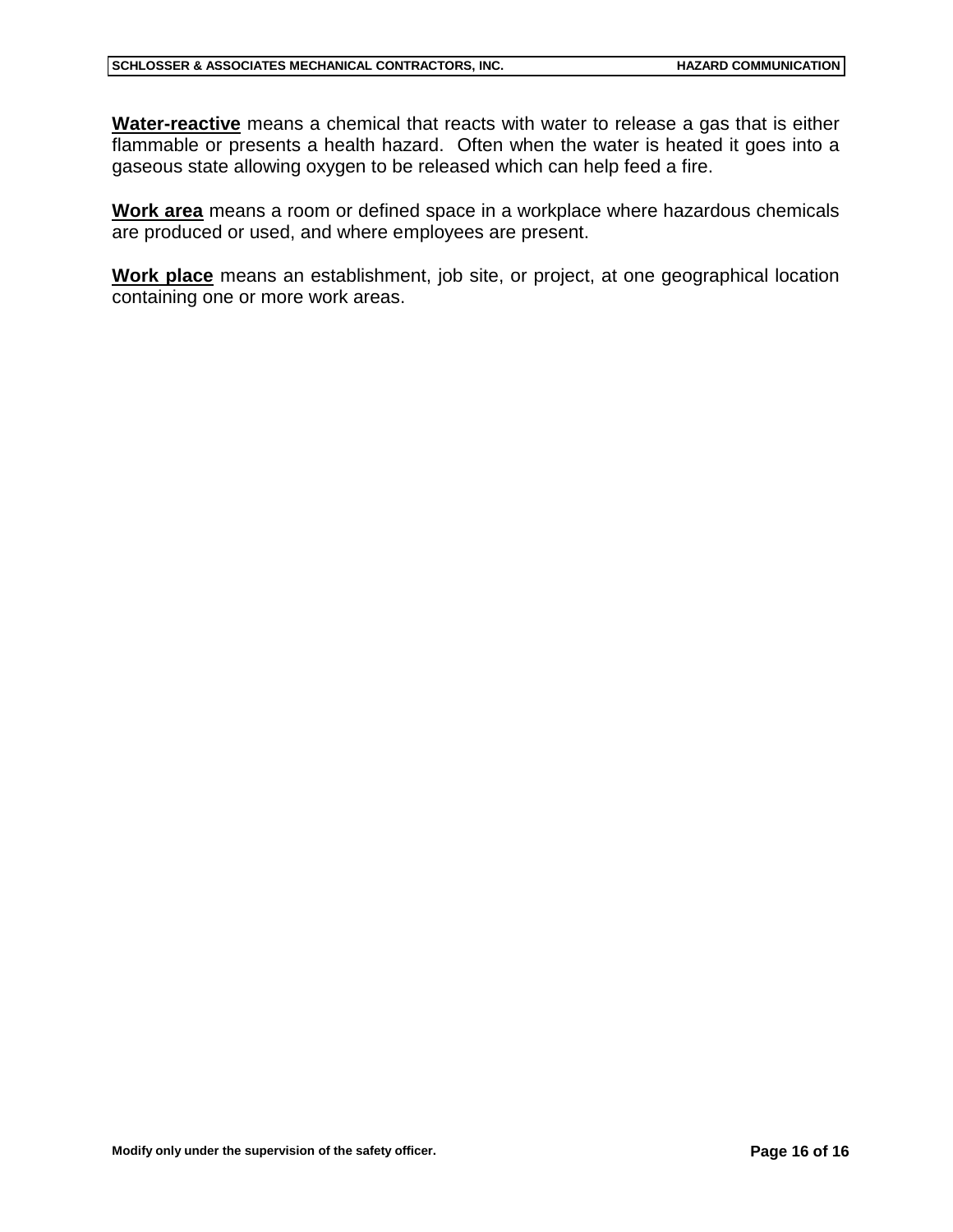**Water-reactive** means a chemical that reacts with water to release a gas that is either flammable or presents a health hazard. Often when the water is heated it goes into a gaseous state allowing oxygen to be released which can help feed a fire.

**Work area** means a room or defined space in a workplace where hazardous chemicals are produced or used, and where employees are present.

**Work place** means an establishment, job site, or project, at one geographical location containing one or more work areas.